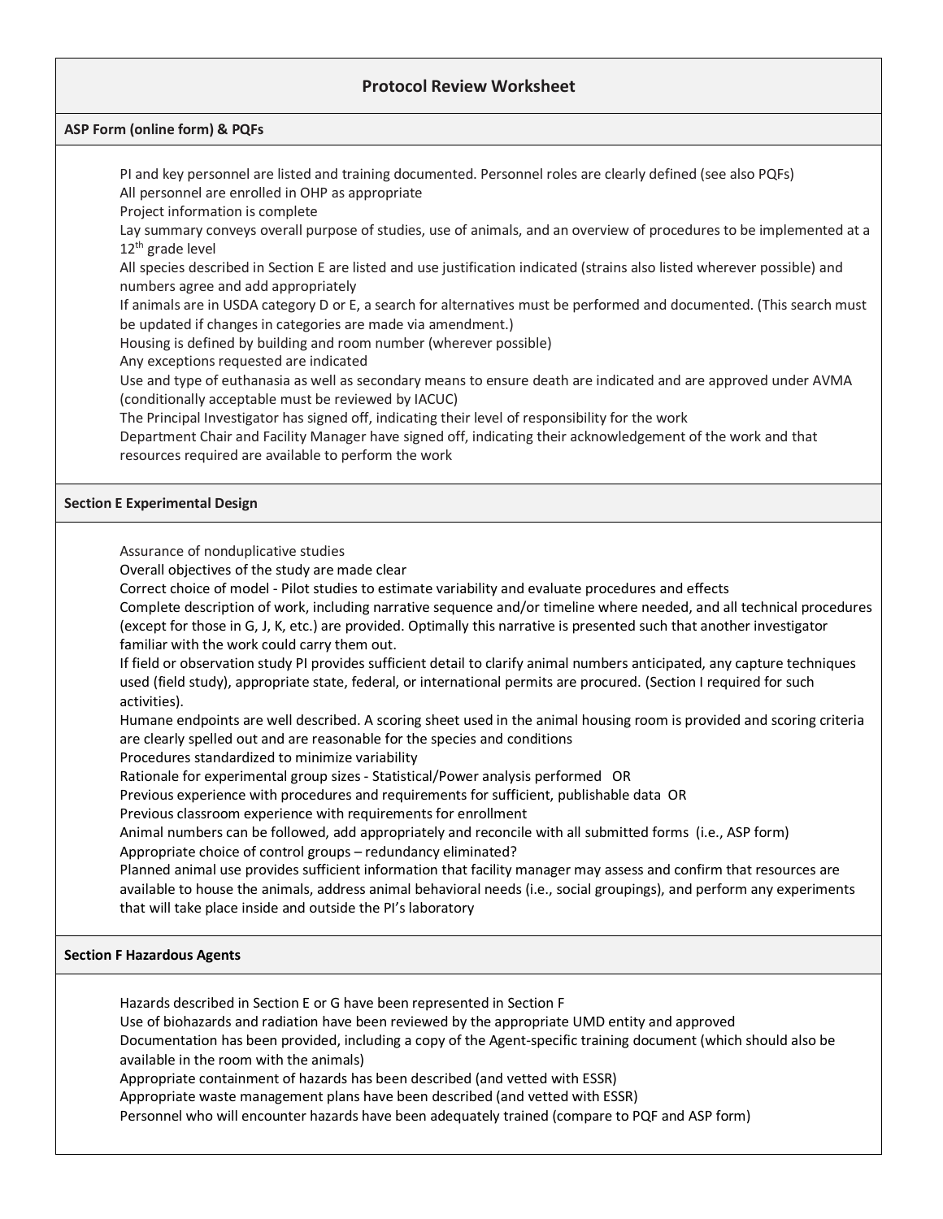# Protocol Review Worksheet

## ASP Form (online form) & PQFs

- PI and key personnel are listed and training documented. Personnel roles are clearly defined (see also PQFs)
- All personnel are enrolled in OHP as appropriate
- Project information is complete
- Lay summary conveys overall purpose of studies, use of animals, and an overview of procedures to be implemented at a 12th grade level
- All species described in Section E are listed and use justification indicated (strains also listed wherever possible) and numbers agree and add appropriately
- If animals are in USDA category D or E, a search for alternatives must be performed and documented. (This search must be updated if changes in categories are made via amendment.)
- Housing is defined by building and room number (wherever possible)
- Any exceptions requested are indicated
- Use and type of euthanasia as well as secondary means to ensure death are indicated and are approved under AVMA (conditionally acceptable must be reviewed by IACUC)
- The Principal Investigator has signed off, indicating their level of responsibility for the work
- Department Chair and Facility Manager have signed off, indicating their acknowledgement of the work and that resources required are available to perform the work

## Section E Experimental Design

- Assurance of nonduplicative studies
- Overall objectives of the study are made clear
- Correct choice of model - Pilot studies to estimate variability and evaluate procedures and effects
- Complete description of work, including narrative sequence and/or timeline where needed, and all technical procedures (except for those in G, J, K, etc.) are provided. Optimally this narrative is presented such that another investigator familiar with the work could carry them out.
- If field or observation study PI provides sufficient detail to clarify animal numbers anticipated, any capture techniques used (field study), appropriate state, federal, or international permits are procured. (Section I required for such activities).
- Humane endpoints are well described. A scoring sheet used in the animal housing room is provided and scoring criteria are clearly spelled out and are reasonable for the species and conditions
- Procedures standardized to minimize variability
- Rationale for experimental group sizes - Statistical/Power analysis performed OR
- Previous experience with procedures and requirements for sufficient, publishable data OR
- Previous classroom experience with requirements for enrollment
- Animal numbers can be followed, add appropriately and reconcile with all submitted forms (i.e., ASP form)
- Appropriate choice of control groups – redundancy eliminated?
- Planned animal use provides sufficient information that facility manager may assess and confirm that resources are available to house the animals, address animal behavioral needs (i.e., social groupings), and perform any experiments that will take place inside and outside the PI's laboratory

## Section F Hazardous Agents

- Hazards described in Section E or G have been represented in Section F
- Use of biohazards and radiation have been reviewed by the appropriate UMD entity and approved
- Documentation has been provided, including a copy of the Agent-specific training document (which should also be available in the room with the animals)
- Appropriate containment of hazards has been described (and vetted with ESSR)
- Appropriate waste management plans have been described (and vetted with ESSR)
- Personnel who will encounter hazards have been adequately trained (compare to PQF and ASP form)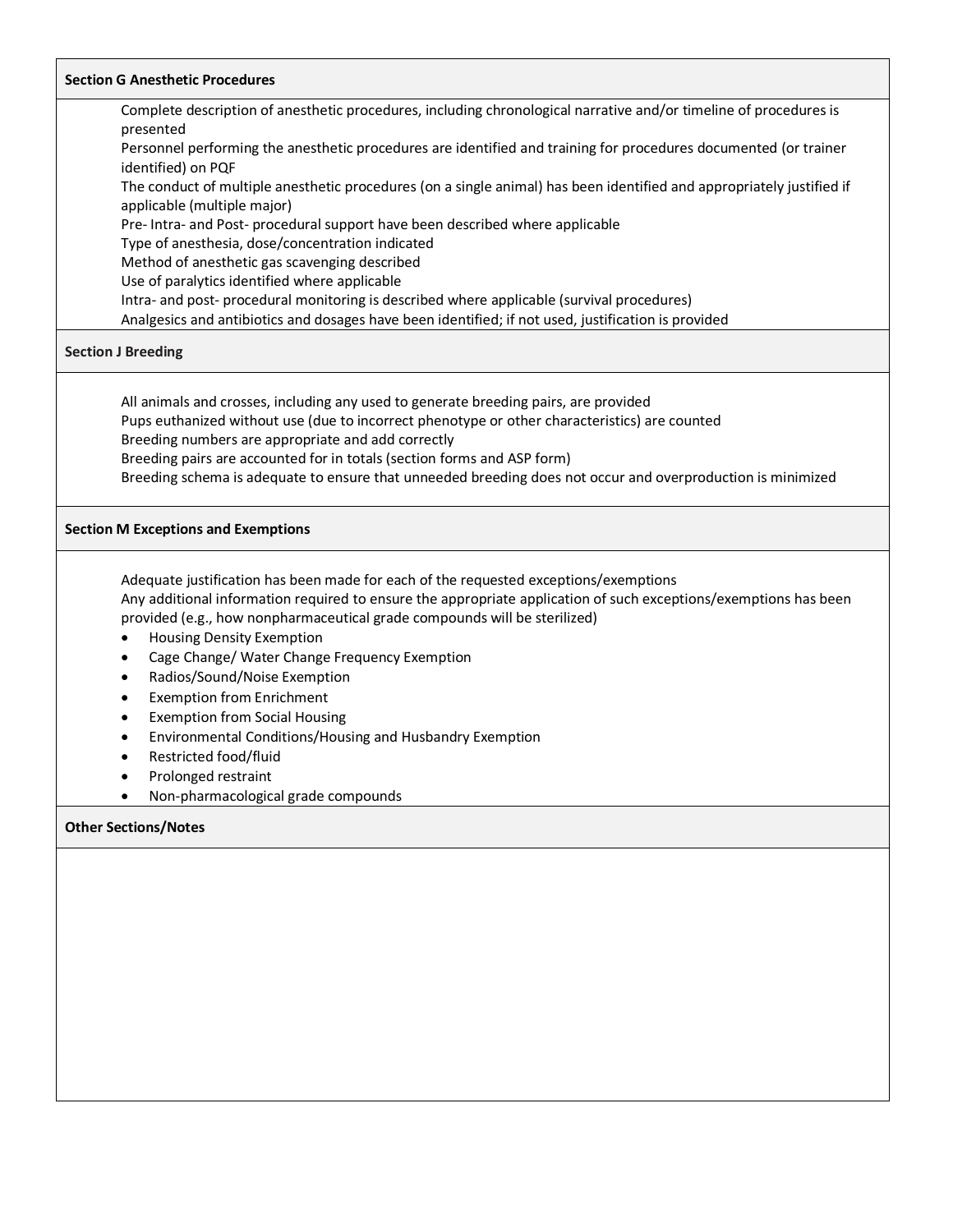## Section G Anesthetic Procedures

Complete description of anesthetic procedures, including chronological narrative and/or timeline of procedures is presented

Personnel performing the anesthetic procedures are identified and training for procedures documented (or trainer identified) on PQF

The conduct of multiple anesthetic procedures (on a single animal) has been identified and appropriately justified if applicable (multiple major)

Pre- Intra- and Post- procedural support have been described where applicable

Type of anesthesia, dose/concentration indicated

Method of anesthetic gas scavenging described

Use of paralytics identified where applicable

Intra- and post- procedural monitoring is described where applicable (survival procedures)

Analgesics and antibiotics and dosages have been identified; if not used, justification is provided

## Section J Breeding

All animals and crosses, including any used to generate breeding pairs, are provided

Pups euthanized without use (due to incorrect phenotype or other characteristics) are counted

Breeding numbers are appropriate and add correctly

Breeding pairs are accounted for in totals (section forms and ASP form)

Breeding schema is adequate to ensure that unneeded breeding does not occur and overproduction is minimized

## Section M Exceptions and Exemptions

Adequate justification has been made for each of the requested exceptions/exemptions

Any additional information required to ensure the appropriate application of such exceptions/exemptions has been provided (e.g., how nonpharmaceutical grade compounds will be sterilized)

- Housing Density Exemption
- Cage Change/ Water Change Frequency Exemption
- Radios/Sound/Noise Exemption
- Exemption from Enrichment
- Exemption from Social Housing
- Environmental Conditions/Housing and Husbandry Exemption
- Restricted food/fluid
- Prolonged restraint
- Non-pharmacological grade compounds

## Other Sections/Notes